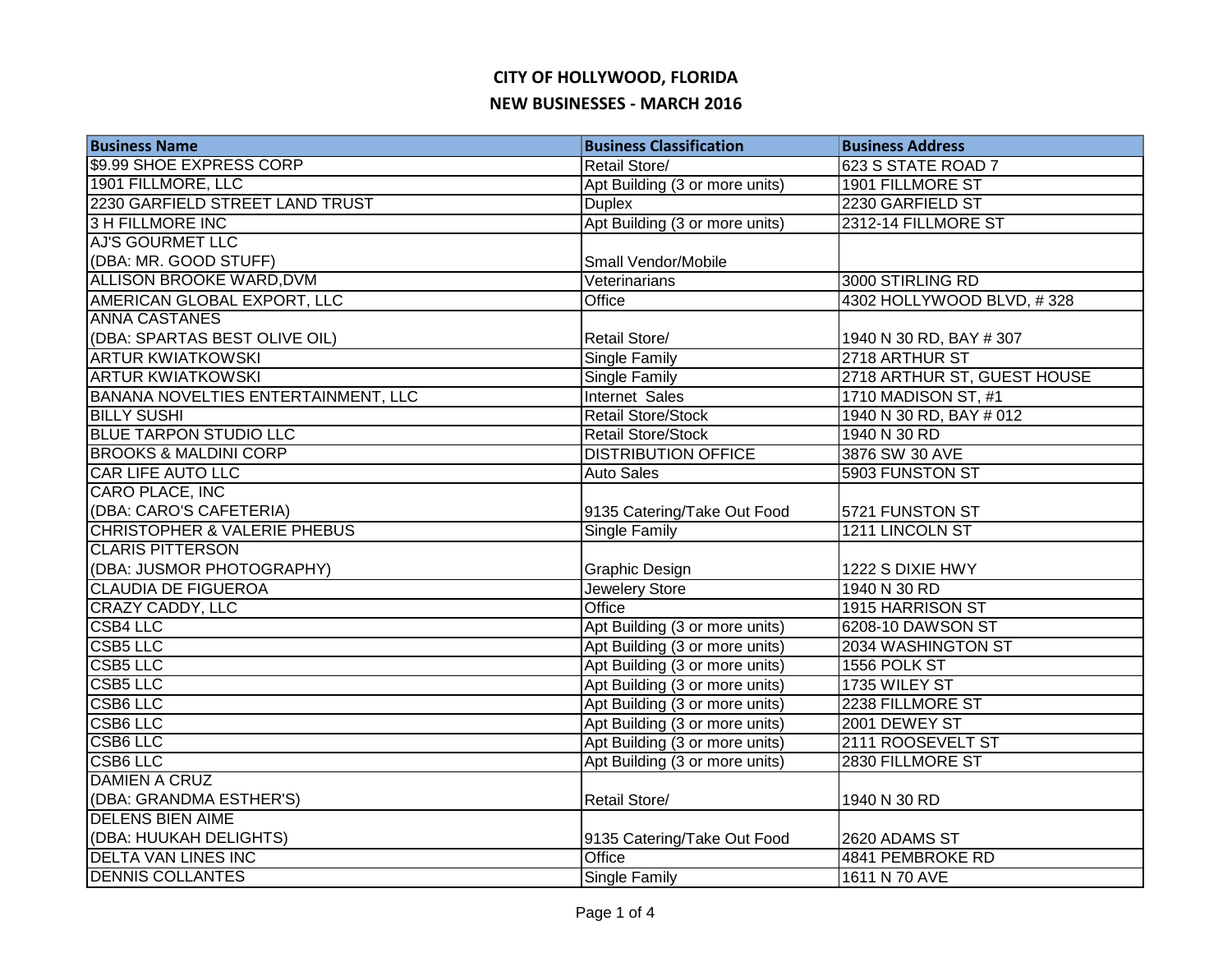# CITY OF HOLLYWOOD, FLORIDA

## NEW BUSINESSES - MARCH 2016

| Business Name | Business Classification | Business Address |
|---|---|---|
| $9.99 SHOE EXPRESS CORP | Retail Store/ | 623 S STATE ROAD 7 |
| 1901 FILLMORE, LLC | Apt Building (3 or more units) | 1901 FILLMORE ST |
| 2230 GARFIELD STREET LAND TRUST | Duplex | 2230 GARFIELD ST |
| 3 H FILLMORE INC | Apt Building (3 or more units) | 2312-14 FILLMORE ST |
| AJ'S GOURMET LLC (DBA: MR. GOOD STUFF) | Small Vendor/Mobile | |
| ALLISON BROOKE WARD,DVM | Veterinarians | 3000 STIRLING RD |
| AMERICAN GLOBAL EXPORT, LLC | Office | 4302 HOLLYWOOD BLVD, # 328 |
| ANNA CASTANES (DBA: SPARTAS BEST OLIVE OIL) | Retail Store/ | 1940 N 30 RD, BAY # 307 |
| ARTUR KWIATKOWSKI | Single Family | 2718 ARTHUR ST |
| ARTUR KWIATKOWSKI | Single Family | 2718 ARTHUR ST, GUEST HOUSE |
| BANANA NOVELTIES ENTERTAINMENT, LLC | Internet Sales | 1710 MADISON ST, #1 |
| BILLY SUSHI | Retail Store/Stock | 1940 N 30 RD, BAY # 012 |
| BLUE TARPON STUDIO LLC | Retail Store/Stock | 1940 N 30 RD |
| BROOKS & MALDINI CORP | DISTRIBUTION OFFICE | 3876 SW 30 AVE |
| CAR LIFE AUTO LLC | Auto Sales | 5903 FUNSTON ST |
| CARO PLACE, INC (DBA: CARO'S CAFETERIA) | 9135 Catering/Take Out Food | 5721 FUNSTON ST |
| CHRISTOPHER & VALERIE PHEBUS | Single Family | 1211 LINCOLN ST |
| CLARIS PITTERSON (DBA: JUSMOR PHOTOGRAPHY) | Graphic Design | 1222 S DIXIE HWY |
| CLAUDIA DE FIGUEROA | Jewelery Store | 1940 N 30 RD |
| CRAZY CADDY, LLC | Office | 1915 HARRISON ST |
| CSB4 LLC | Apt Building (3 or more units) | 6208-10 DAWSON ST |
| CSB5 LLC | Apt Building (3 or more units) | 2034 WASHINGTON ST |
| CSB5 LLC | Apt Building (3 or more units) | 1556 POLK ST |
| CSB5 LLC | Apt Building (3 or more units) | 1735 WILEY ST |
| CSB6 LLC | Apt Building (3 or more units) | 2238 FILLMORE ST |
| CSB6 LLC | Apt Building (3 or more units) | 2001 DEWEY ST |
| CSB6 LLC | Apt Building (3 or more units) | 2111 ROOSEVELT ST |
| CSB6 LLC | Apt Building (3 or more units) | 2830 FILLMORE ST |
| DAMIEN A CRUZ (DBA: GRANDMA ESTHER'S) | Retail Store/ | 1940 N 30 RD |
| DELENS BIEN AIME (DBA: HUUKAH DELIGHTS) | 9135 Catering/Take Out Food | 2620 ADAMS ST |
| DELTA VAN LINES INC | Office | 4841 PEMBROKE RD |
| DENNIS COLLANTES | Single Family | 1611 N 70 AVE |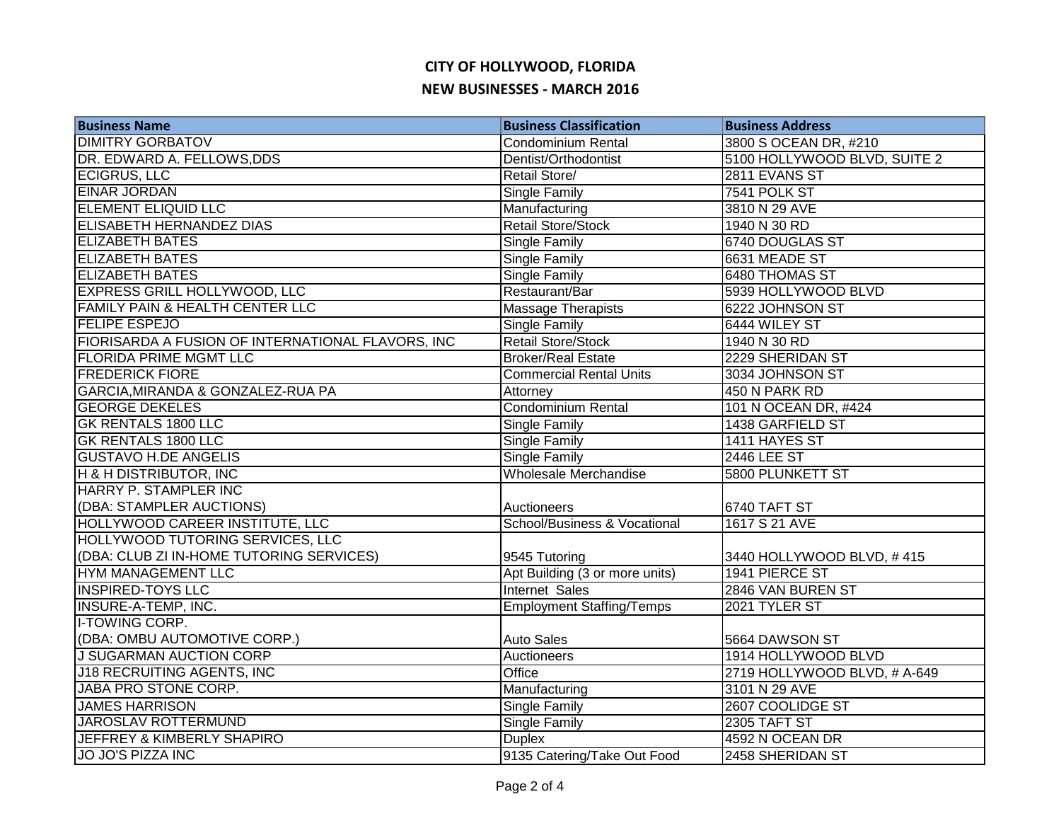# CITY OF HOLLYWOOD, FLORIDA

## NEW BUSINESSES - MARCH 2016

| Business Name | Business Classification | Business Address |
|---|---|---|
| DIMITRY GORBATOV | Condominium Rental | 3800 S OCEAN DR, #210 |
| DR. EDWARD A. FELLOWS,DDS | Dentist/Orthodontist | 5100 HOLLYWOOD BLVD, SUITE 2 |
| ECIGRUS, LLC | Retail Store/ | 2811 EVANS ST |
| EINAR JORDAN | Single Family | 7541 POLK ST |
| ELEMENT ELIQUID LLC | Manufacturing | 3810 N 29 AVE |
| ELISABETH HERNANDEZ DIAS | Retail Store/Stock | 1940 N 30 RD |
| ELIZABETH BATES | Single Family | 6740 DOUGLAS ST |
| ELIZABETH BATES | Single Family | 6631 MEADE ST |
| ELIZABETH BATES | Single Family | 6480 THOMAS ST |
| EXPRESS GRILL HOLLYWOOD, LLC | Restaurant/Bar | 5939 HOLLYWOOD BLVD |
| FAMILY PAIN & HEALTH CENTER LLC | Massage Therapists | 6222 JOHNSON ST |
| FELIPE ESPEJO | Single Family | 6444 WILEY ST |
| FIORISARDA A FUSION OF INTERNATIONAL FLAVORS, INC | Retail Store/Stock | 1940 N 30 RD |
| FLORIDA PRIME MGMT LLC | Broker/Real Estate | 2229 SHERIDAN ST |
| FREDERICK FIORE | Commercial Rental Units | 3034 JOHNSON ST |
| GARCIA,MIRANDA & GONZALEZ-RUA PA | Attorney | 450 N PARK RD |
| GEORGE DEKELES | Condominium Rental | 101 N OCEAN DR, #424 |
| GK RENTALS 1800 LLC | Single Family | 1438 GARFIELD ST |
| GK RENTALS 1800 LLC | Single Family | 1411 HAYES ST |
| GUSTAVO H.DE ANGELIS | Single Family | 2446 LEE ST |
| H & H DISTRIBUTOR, INC | Wholesale Merchandise | 5800 PLUNKETT ST |
| HARRY P. STAMPLER INC (DBA: STAMPLER AUCTIONS) | Auctioneers | 6740 TAFT ST |
| HOLLYWOOD CAREER INSTITUTE, LLC | School/Business & Vocational | 1617 S 21 AVE |
| HOLLYWOOD TUTORING SERVICES, LLC (DBA: CLUB ZI IN-HOME TUTORING SERVICES) | 9545 Tutoring | 3440 HOLLYWOOD BLVD, # 415 |
| HYM MANAGEMENT LLC | Apt Building (3 or more units) | 1941 PIERCE ST |
| INSPIRED-TOYS LLC | Internet Sales | 2846 VAN BUREN ST |
| INSURE-A-TEMP, INC. | Employment Staffing/Temps | 2021 TYLER ST |
| I-TOWING CORP. (DBA: OMBU AUTOMOTIVE CORP.) | Auto Sales | 5664 DAWSON ST |
| J SUGARMAN AUCTION CORP | Auctioneers | 1914 HOLLYWOOD BLVD |
| J18 RECRUITING AGENTS, INC | Office | 2719 HOLLYWOOD BLVD, # A-649 |
| JABA PRO STONE CORP. | Manufacturing | 3101 N 29 AVE |
| JAMES HARRISON | Single Family | 2607 COOLIDGE ST |
| JAROSLAV ROTTERMUND | Single Family | 2305 TAFT ST |
| JEFFREY & KIMBERLY SHAPIRO | Duplex | 4592 N OCEAN DR |
| JO JO'S PIZZA INC | 9135 Catering/Take Out Food | 2458 SHERIDAN ST |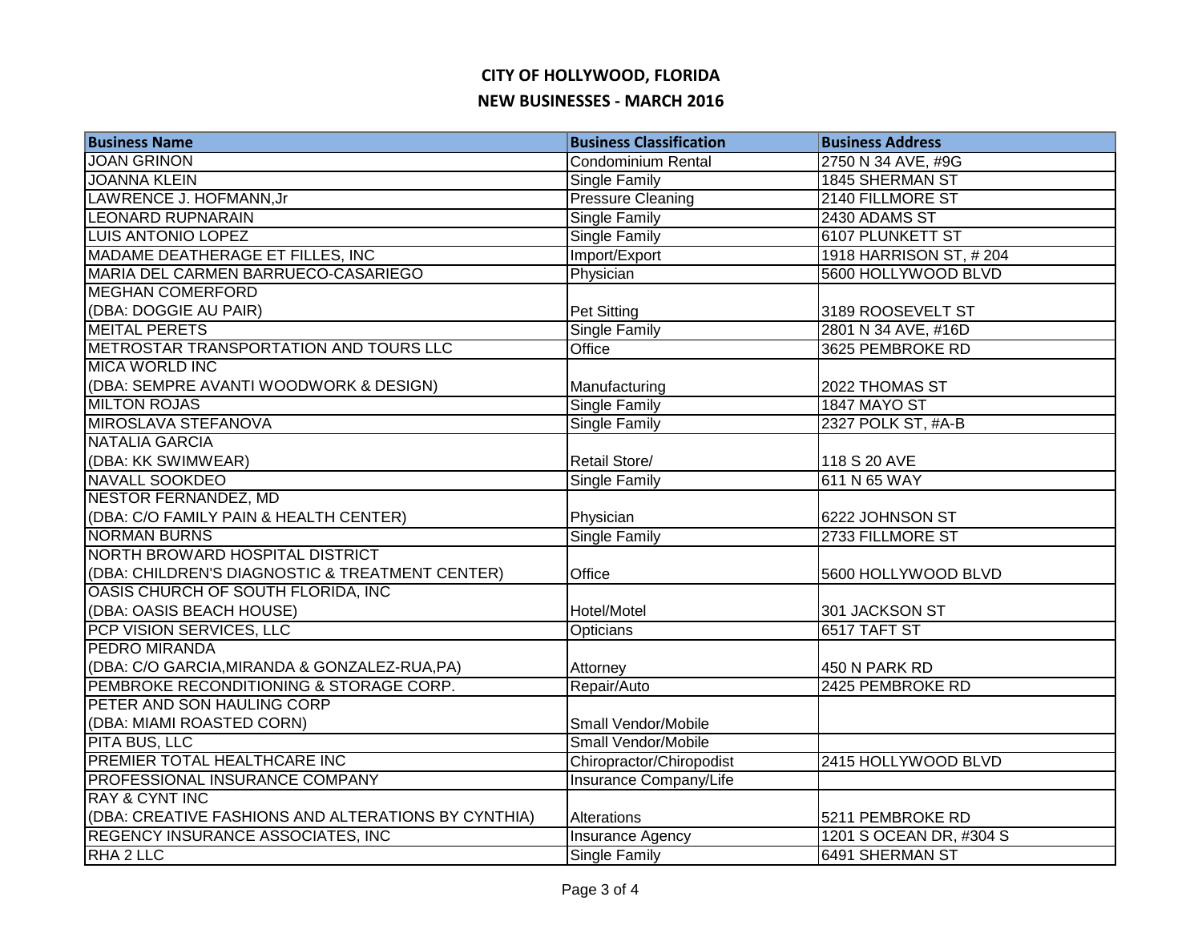# CITY OF HOLLYWOOD, FLORIDA

## NEW BUSINESSES - MARCH 2016

| Business Name | Business Classification | Business Address |
|---|---|---|
| JOAN GRINON | Condominium Rental | 2750 N 34 AVE, #9G |
| JOANNA KLEIN | Single Family | 1845 SHERMAN ST |
| LAWRENCE J. HOFMANN,Jr | Pressure Cleaning | 2140 FILLMORE ST |
| LEONARD RUPNARAIN | Single Family | 2430 ADAMS ST |
| LUIS ANTONIO LOPEZ | Single Family | 6107 PLUNKETT ST |
| MADAME DEATHERAGE ET FILLES, INC | Import/Export | 1918 HARRISON ST, # 204 |
| MARIA DEL CARMEN BARRUECO-CASARIEGO | Physician | 5600 HOLLYWOOD BLVD |
| MEGHAN COMERFORD (DBA: DOGGIE AU PAIR) | Pet Sitting | 3189 ROOSEVELT ST |
| MEITAL PERETS | Single Family | 2801 N 34 AVE, #16D |
| METROSTAR TRANSPORTATION AND TOURS LLC | Office | 3625 PEMBROKE RD |
| MICA WORLD INC (DBA: SEMPRE AVANTI WOODWORK & DESIGN) | Manufacturing | 2022 THOMAS ST |
| MILTON ROJAS | Single Family | 1847 MAYO ST |
| MIROSLAVA STEFANOVA | Single Family | 2327 POLK ST, #A-B |
| NATALIA GARCIA (DBA: KK SWIMWEAR) | Retail Store/ | 118 S 20 AVE |
| NAVALL SOOKDEO | Single Family | 611 N 65 WAY |
| NESTOR FERNANDEZ, MD (DBA: C/O FAMILY PAIN & HEALTH CENTER) | Physician | 6222 JOHNSON ST |
| NORMAN BURNS | Single Family | 2733 FILLMORE ST |
| NORTH BROWARD HOSPITAL DISTRICT (DBA: CHILDREN'S DIAGNOSTIC & TREATMENT CENTER) | Office | 5600 HOLLYWOOD BLVD |
| OASIS CHURCH OF SOUTH FLORIDA, INC (DBA: OASIS BEACH HOUSE) | Hotel/Motel | 301 JACKSON ST |
| PCP VISION SERVICES, LLC | Opticians | 6517 TAFT ST |
| PEDRO MIRANDA (DBA: C/O GARCIA,MIRANDA & GONZALEZ-RUA,PA) | Attorney | 450 N PARK RD |
| PEMBROKE RECONDITIONING & STORAGE CORP. | Repair/Auto | 2425 PEMBROKE RD |
| PETER AND SON HAULING CORP (DBA: MIAMI ROASTED CORN) | Small Vendor/Mobile | |
| PITA BUS, LLC | Small Vendor/Mobile | |
| PREMIER TOTAL HEALTHCARE INC | Chiropractor/Chiropodist | 2415 HOLLYWOOD BLVD |
| PROFESSIONAL INSURANCE COMPANY | Insurance Company/Life | |
| RAY & CYNT INC (DBA: CREATIVE FASHIONS AND ALTERATIONS BY CYNTHIA) | Alterations | 5211 PEMBROKE RD |
| REGENCY INSURANCE ASSOCIATES, INC | Insurance Agency | 1201 S OCEAN DR, #304 S |
| RHA 2 LLC | Single Family | 6491 SHERMAN ST |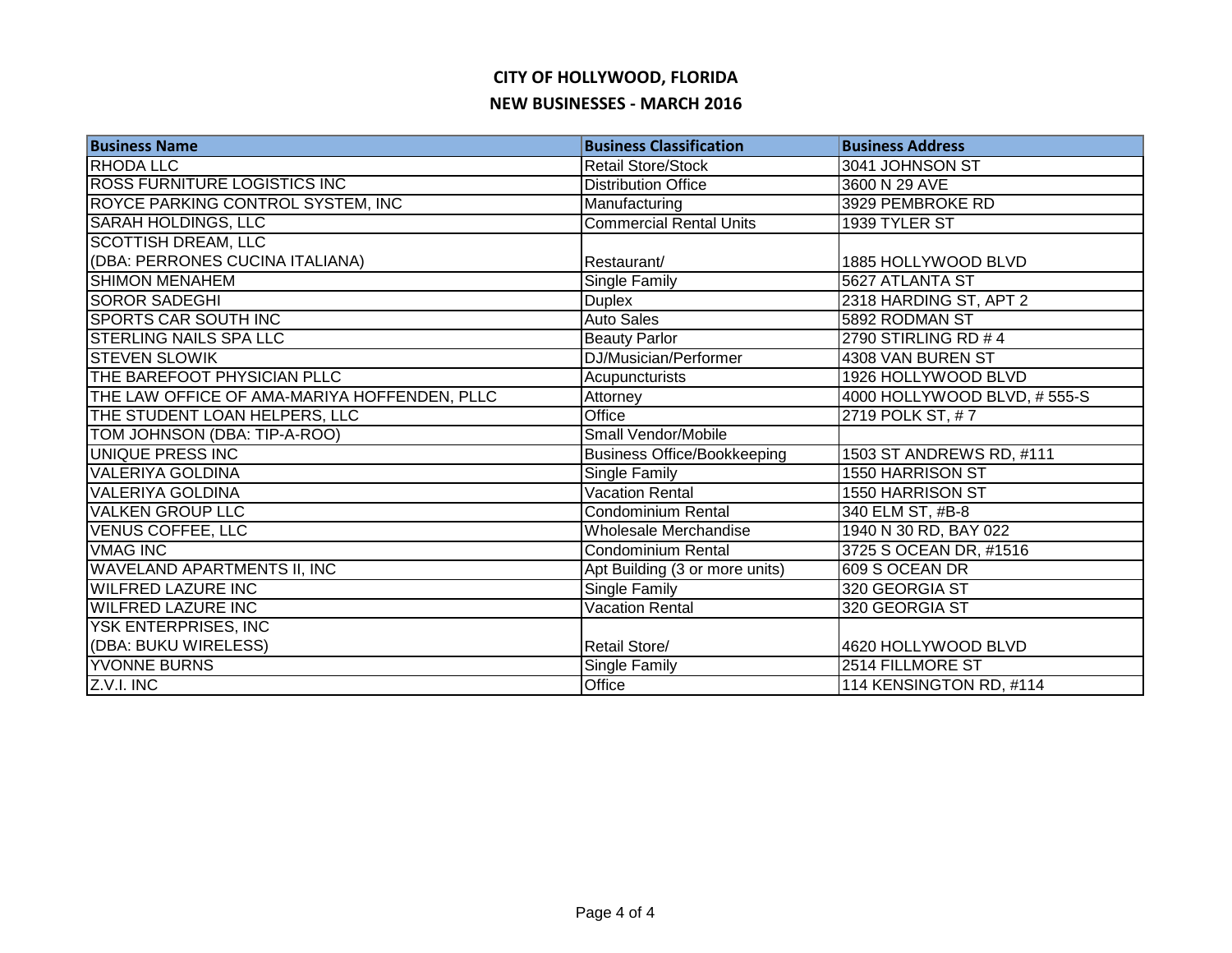## CITY OF HOLLYWOOD, FLORIDA

## NEW BUSINESSES - MARCH 2016

| Business Name | Business Classification | Business Address |
|---|---|---|
| RHODA LLC | Retail Store/Stock | 3041 JOHNSON ST |
| ROSS FURNITURE LOGISTICS INC | Distribution Office | 3600 N 29 AVE |
| ROYCE PARKING CONTROL SYSTEM, INC | Manufacturing | 3929 PEMBROKE RD |
| SARAH HOLDINGS, LLC | Commercial Rental Units | 1939 TYLER ST |
| SCOTTISH DREAM, LLC (DBA: PERRONES CUCINA ITALIANA) | Restaurant/ | 1885 HOLLYWOOD BLVD |
| SHIMON MENAHEM | Single Family | 5627 ATLANTA ST |
| SOROR SADEGHI | Duplex | 2318 HARDING ST, APT 2 |
| SPORTS CAR SOUTH INC | Auto Sales | 5892 RODMAN ST |
| STERLING NAILS SPA LLC | Beauty Parlor | 2790 STIRLING RD # 4 |
| STEVEN SLOWIK | DJ/Musician/Performer | 4308 VAN BUREN ST |
| THE BAREFOOT PHYSICIAN PLLC | Acupuncturists | 1926 HOLLYWOOD BLVD |
| THE LAW OFFICE OF AMA-MARIYA HOFFENDEN, PLLC | Attorney | 4000 HOLLYWOOD BLVD, # 555-S |
| THE STUDENT LOAN HELPERS, LLC | Office | 2719 POLK ST, # 7 |
| TOM JOHNSON (DBA: TIP-A-ROO) | Small Vendor/Mobile | |
| UNIQUE PRESS INC | Business Office/Bookkeeping | 1503 ST ANDREWS RD, #111 |
| VALERIYA GOLDINA | Single Family | 1550 HARRISON ST |
| VALERIYA GOLDINA | Vacation Rental | 1550 HARRISON ST |
| VALKEN GROUP LLC | Condominium Rental | 340 ELM ST, #B-8 |
| VENUS COFFEE, LLC | Wholesale Merchandise | 1940 N 30 RD, BAY 022 |
| VMAG INC | Condominium Rental | 3725 S OCEAN DR, #1516 |
| WAVELAND APARTMENTS II, INC | Apt Building (3 or more units) | 609 S OCEAN DR |
| WILFRED LAZURE INC | Single Family | 320 GEORGIA ST |
| WILFRED LAZURE INC | Vacation Rental | 320 GEORGIA ST |
| YSK ENTERPRISES, INC (DBA: BUKU WIRELESS) | Retail Store/ | 4620 HOLLYWOOD BLVD |
| YVONNE BURNS | Single Family | 2514 FILLMORE ST |
| Z.V.I. INC | Office | 114 KENSINGTON RD, #114 |